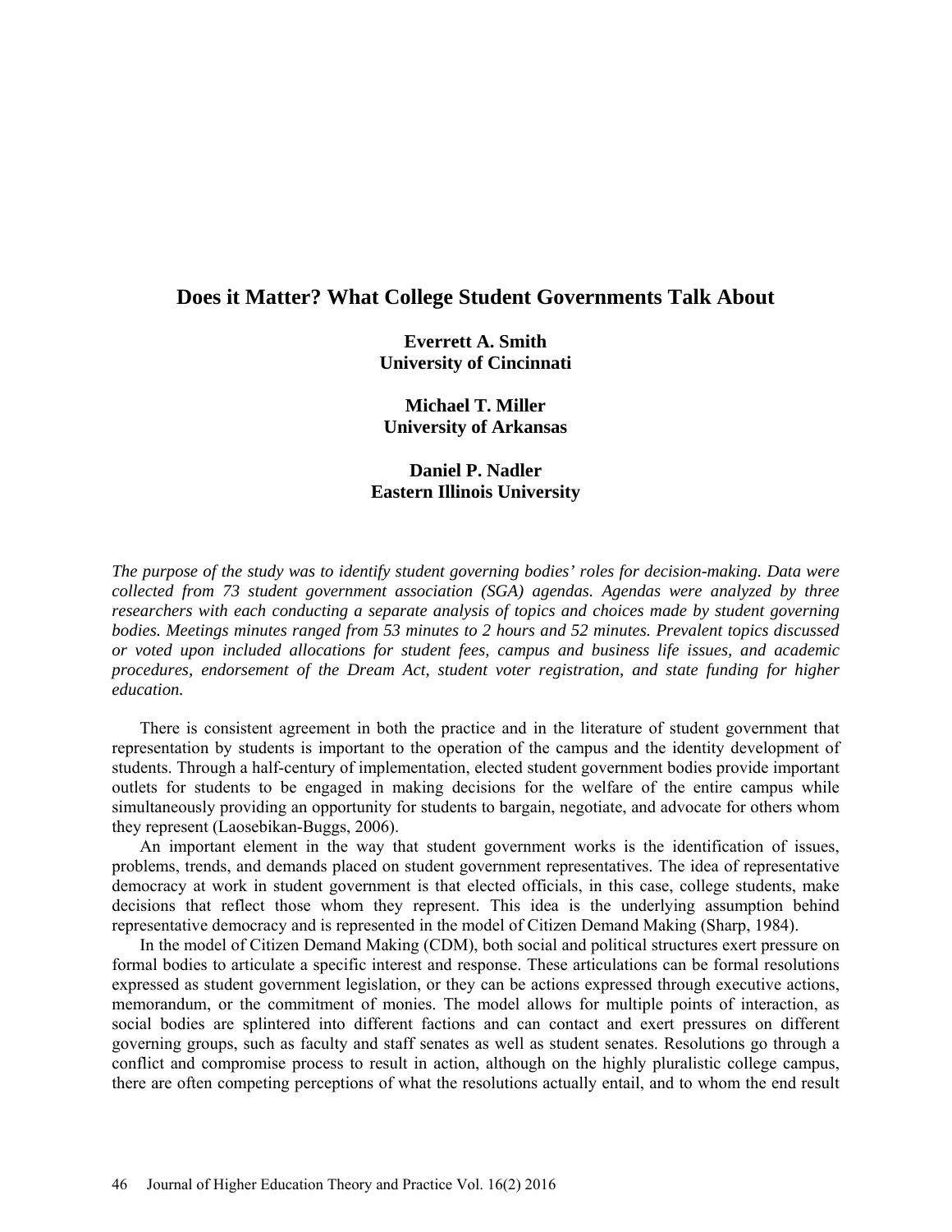# Does it Matter? What College Student Governments Talk About

**Everrett A. Smith**
**University of Cincinnati**

**Michael T. Miller**
**University of Arkansas**

**Daniel P. Nadler**
**Eastern Illinois University**

*The purpose of the study was to identify student governing bodies' roles for decision-making. Data were collected from 73 student government association (SGA) agendas. Agendas were analyzed by three researchers with each conducting a separate analysis of topics and choices made by student governing bodies. Meetings minutes ranged from 53 minutes to 2 hours and 52 minutes. Prevalent topics discussed or voted upon included allocations for student fees, campus and business life issues, and academic procedures, endorsement of the Dream Act, student voter registration, and state funding for higher education.*

There is consistent agreement in both the practice and in the literature of student government that representation by students is important to the operation of the campus and the identity development of students. Through a half-century of implementation, elected student government bodies provide important outlets for students to be engaged in making decisions for the welfare of the entire campus while simultaneously providing an opportunity for students to bargain, negotiate, and advocate for others whom they represent (Laosebikan-Buggs, 2006).

An important element in the way that student government works is the identification of issues, problems, trends, and demands placed on student government representatives. The idea of representative democracy at work in student government is that elected officials, in this case, college students, make decisions that reflect those whom they represent. This idea is the underlying assumption behind representative democracy and is represented in the model of Citizen Demand Making (Sharp, 1984).

In the model of Citizen Demand Making (CDM), both social and political structures exert pressure on formal bodies to articulate a specific interest and response. These articulations can be formal resolutions expressed as student government legislation, or they can be actions expressed through executive actions, memorandum, or the commitment of monies. The model allows for multiple points of interaction, as social bodies are splintered into different factions and can contact and exert pressures on different governing groups, such as faculty and staff senates as well as student senates. Resolutions go through a conflict and compromise process to result in action, although on the highly pluralistic college campus, there are often competing perceptions of what the resolutions actually entail, and to whom the end result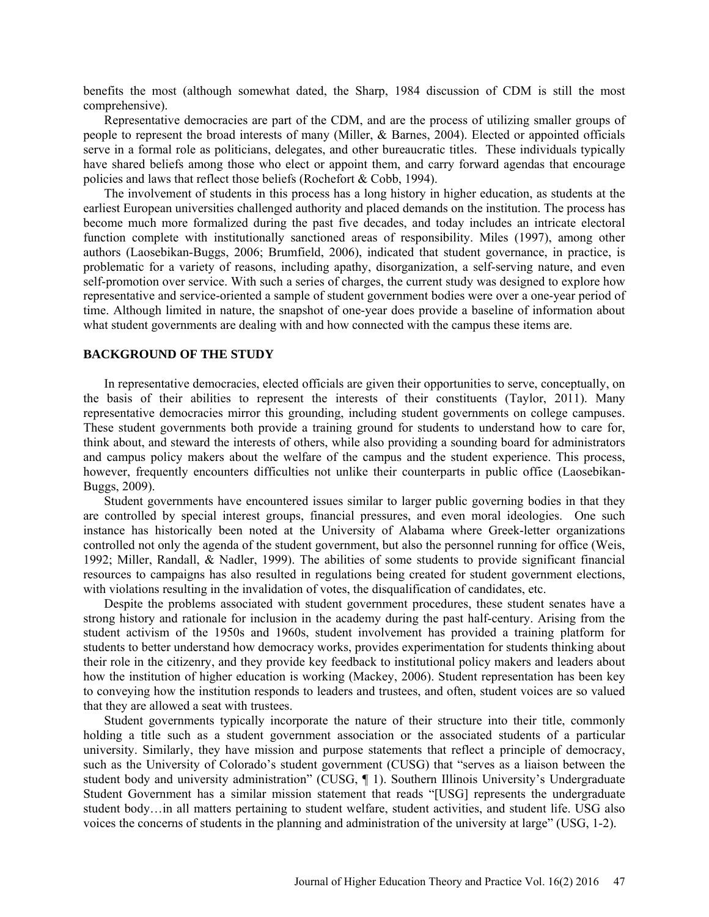benefits the most (although somewhat dated, the Sharp, 1984 discussion of CDM is still the most comprehensive).

Representative democracies are part of the CDM, and are the process of utilizing smaller groups of people to represent the broad interests of many (Miller, & Barnes, 2004). Elected or appointed officials serve in a formal role as politicians, delegates, and other bureaucratic titles. These individuals typically have shared beliefs among those who elect or appoint them, and carry forward agendas that encourage policies and laws that reflect those beliefs (Rochefort & Cobb, 1994).

The involvement of students in this process has a long history in higher education, as students at the earliest European universities challenged authority and placed demands on the institution. The process has become much more formalized during the past five decades, and today includes an intricate electoral function complete with institutionally sanctioned areas of responsibility. Miles (1997), among other authors (Laosebikan-Buggs, 2006; Brumfield, 2006), indicated that student governance, in practice, is problematic for a variety of reasons, including apathy, disorganization, a self-serving nature, and even self-promotion over service. With such a series of charges, the current study was designed to explore how representative and service-oriented a sample of student government bodies were over a one-year period of time. Although limited in nature, the snapshot of one-year does provide a baseline of information about what student governments are dealing with and how connected with the campus these items are.

## BACKGROUND OF THE STUDY

In representative democracies, elected officials are given their opportunities to serve, conceptually, on the basis of their abilities to represent the interests of their constituents (Taylor, 2011). Many representative democracies mirror this grounding, including student governments on college campuses. These student governments both provide a training ground for students to understand how to care for, think about, and steward the interests of others, while also providing a sounding board for administrators and campus policy makers about the welfare of the campus and the student experience. This process, however, frequently encounters difficulties not unlike their counterparts in public office (Laosebikan-Buggs, 2009).

Student governments have encountered issues similar to larger public governing bodies in that they are controlled by special interest groups, financial pressures, and even moral ideologies. One such instance has historically been noted at the University of Alabama where Greek-letter organizations controlled not only the agenda of the student government, but also the personnel running for office (Weis, 1992; Miller, Randall, & Nadler, 1999). The abilities of some students to provide significant financial resources to campaigns has also resulted in regulations being created for student government elections, with violations resulting in the invalidation of votes, the disqualification of candidates, etc.

Despite the problems associated with student government procedures, these student senates have a strong history and rationale for inclusion in the academy during the past half-century. Arising from the student activism of the 1950s and 1960s, student involvement has provided a training platform for students to better understand how democracy works, provides experimentation for students thinking about their role in the citizenry, and they provide key feedback to institutional policy makers and leaders about how the institution of higher education is working (Mackey, 2006). Student representation has been key to conveying how the institution responds to leaders and trustees, and often, student voices are so valued that they are allowed a seat with trustees.

Student governments typically incorporate the nature of their structure into their title, commonly holding a title such as a student government association or the associated students of a particular university. Similarly, they have mission and purpose statements that reflect a principle of democracy, such as the University of Colorado's student government (CUSG) that "serves as a liaison between the student body and university administration" (CUSG, ¶ 1). Southern Illinois University's Undergraduate Student Government has a similar mission statement that reads "[USG] represents the undergraduate student body…in all matters pertaining to student welfare, student activities, and student life. USG also voices the concerns of students in the planning and administration of the university at large" (USG, 1-2).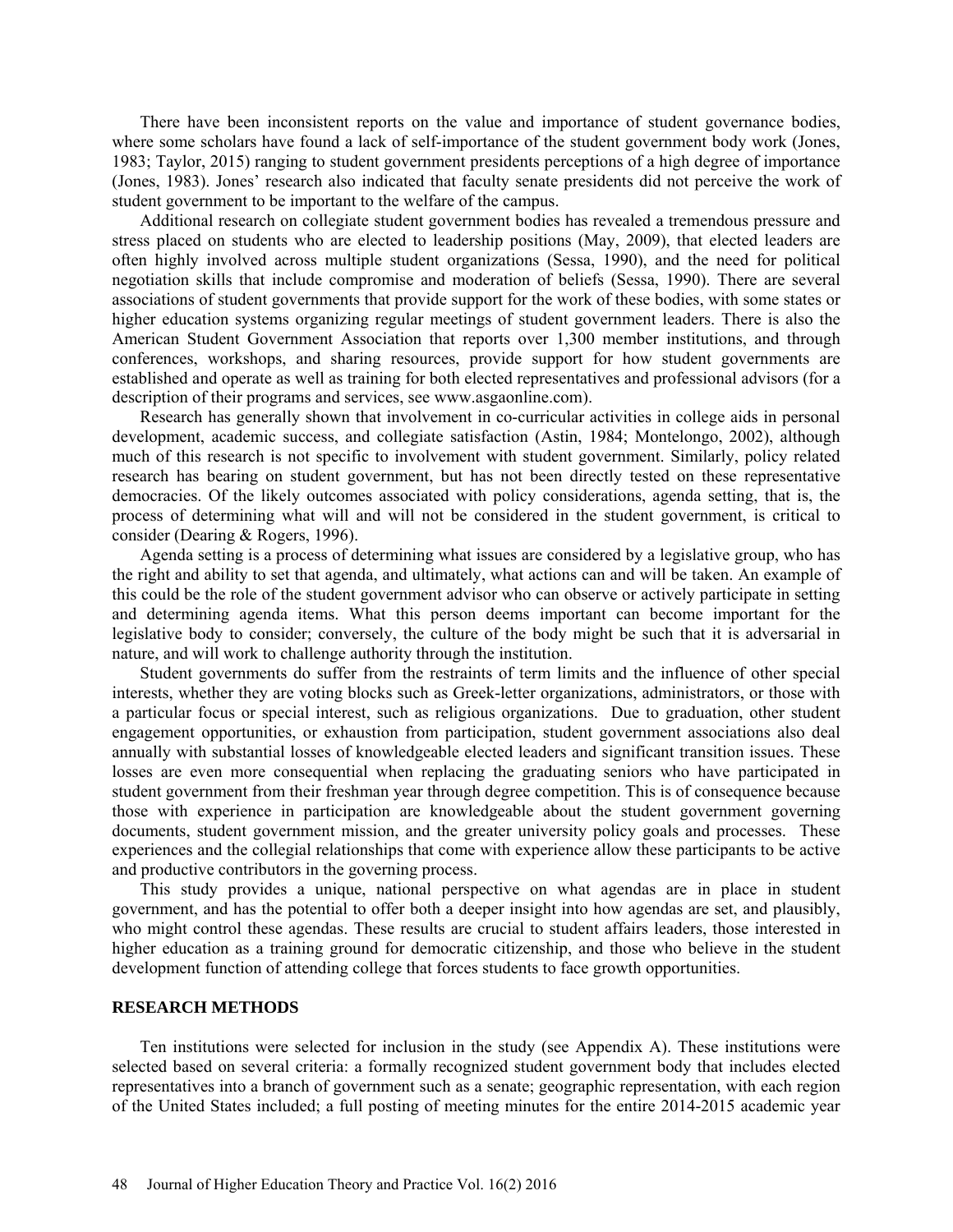There have been inconsistent reports on the value and importance of student governance bodies, where some scholars have found a lack of self-importance of the student government body work (Jones, 1983; Taylor, 2015) ranging to student government presidents perceptions of a high degree of importance (Jones, 1983). Jones' research also indicated that faculty senate presidents did not perceive the work of student government to be important to the welfare of the campus.

Additional research on collegiate student government bodies has revealed a tremendous pressure and stress placed on students who are elected to leadership positions (May, 2009), that elected leaders are often highly involved across multiple student organizations (Sessa, 1990), and the need for political negotiation skills that include compromise and moderation of beliefs (Sessa, 1990). There are several associations of student governments that provide support for the work of these bodies, with some states or higher education systems organizing regular meetings of student government leaders. There is also the American Student Government Association that reports over 1,300 member institutions, and through conferences, workshops, and sharing resources, provide support for how student governments are established and operate as well as training for both elected representatives and professional advisors (for a description of their programs and services, see www.asgaonline.com).

Research has generally shown that involvement in co-curricular activities in college aids in personal development, academic success, and collegiate satisfaction (Astin, 1984; Montelongo, 2002), although much of this research is not specific to involvement with student government. Similarly, policy related research has bearing on student government, but has not been directly tested on these representative democracies. Of the likely outcomes associated with policy considerations, agenda setting, that is, the process of determining what will and will not be considered in the student government, is critical to consider (Dearing & Rogers, 1996).

Agenda setting is a process of determining what issues are considered by a legislative group, who has the right and ability to set that agenda, and ultimately, what actions can and will be taken. An example of this could be the role of the student government advisor who can observe or actively participate in setting and determining agenda items. What this person deems important can become important for the legislative body to consider; conversely, the culture of the body might be such that it is adversarial in nature, and will work to challenge authority through the institution.

Student governments do suffer from the restraints of term limits and the influence of other special interests, whether they are voting blocks such as Greek-letter organizations, administrators, or those with a particular focus or special interest, such as religious organizations. Due to graduation, other student engagement opportunities, or exhaustion from participation, student government associations also deal annually with substantial losses of knowledgeable elected leaders and significant transition issues. These losses are even more consequential when replacing the graduating seniors who have participated in student government from their freshman year through degree competition. This is of consequence because those with experience in participation are knowledgeable about the student government governing documents, student government mission, and the greater university policy goals and processes. These experiences and the collegial relationships that come with experience allow these participants to be active and productive contributors in the governing process.

This study provides a unique, national perspective on what agendas are in place in student government, and has the potential to offer both a deeper insight into how agendas are set, and plausibly, who might control these agendas. These results are crucial to student affairs leaders, those interested in higher education as a training ground for democratic citizenship, and those who believe in the student development function of attending college that forces students to face growth opportunities.

## RESEARCH METHODS

Ten institutions were selected for inclusion in the study (see Appendix A). These institutions were selected based on several criteria: a formally recognized student government body that includes elected representatives into a branch of government such as a senate; geographic representation, with each region of the United States included; a full posting of meeting minutes for the entire 2014-2015 academic year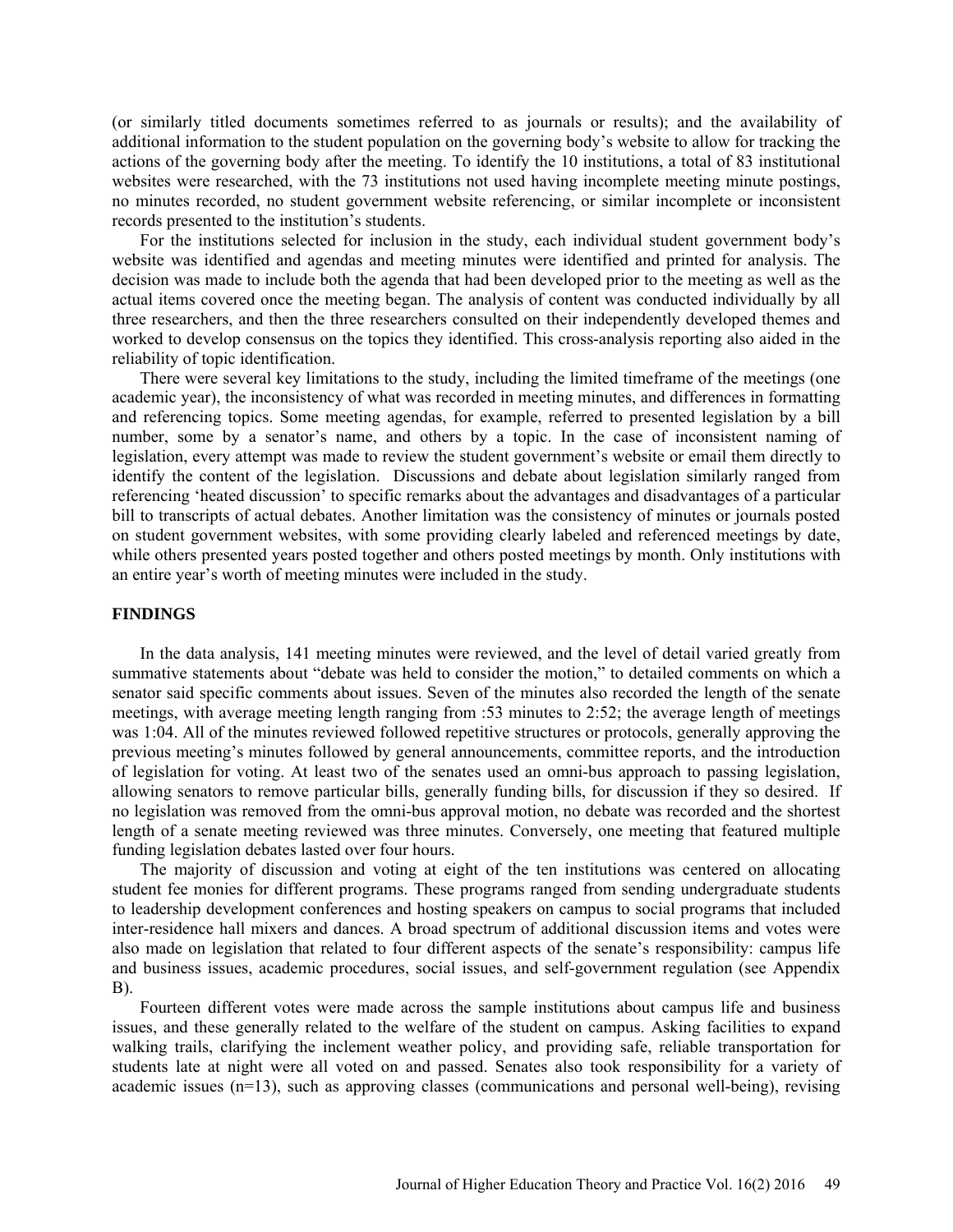(or similarly titled documents sometimes referred to as journals or results); and the availability of additional information to the student population on the governing body's website to allow for tracking the actions of the governing body after the meeting. To identify the 10 institutions, a total of 83 institutional websites were researched, with the 73 institutions not used having incomplete meeting minute postings, no minutes recorded, no student government website referencing, or similar incomplete or inconsistent records presented to the institution's students.

For the institutions selected for inclusion in the study, each individual student government body's website was identified and agendas and meeting minutes were identified and printed for analysis. The decision was made to include both the agenda that had been developed prior to the meeting as well as the actual items covered once the meeting began. The analysis of content was conducted individually by all three researchers, and then the three researchers consulted on their independently developed themes and worked to develop consensus on the topics they identified. This cross-analysis reporting also aided in the reliability of topic identification.

There were several key limitations to the study, including the limited timeframe of the meetings (one academic year), the inconsistency of what was recorded in meeting minutes, and differences in formatting and referencing topics. Some meeting agendas, for example, referred to presented legislation by a bill number, some by a senator's name, and others by a topic. In the case of inconsistent naming of legislation, every attempt was made to review the student government's website or email them directly to identify the content of the legislation. Discussions and debate about legislation similarly ranged from referencing 'heated discussion' to specific remarks about the advantages and disadvantages of a particular bill to transcripts of actual debates. Another limitation was the consistency of minutes or journals posted on student government websites, with some providing clearly labeled and referenced meetings by date, while others presented years posted together and others posted meetings by month. Only institutions with an entire year's worth of meeting minutes were included in the study.

## FINDINGS

In the data analysis, 141 meeting minutes were reviewed, and the level of detail varied greatly from summative statements about "debate was held to consider the motion," to detailed comments on which a senator said specific comments about issues. Seven of the minutes also recorded the length of the senate meetings, with average meeting length ranging from :53 minutes to 2:52; the average length of meetings was 1:04. All of the minutes reviewed followed repetitive structures or protocols, generally approving the previous meeting's minutes followed by general announcements, committee reports, and the introduction of legislation for voting. At least two of the senates used an omni-bus approach to passing legislation, allowing senators to remove particular bills, generally funding bills, for discussion if they so desired. If no legislation was removed from the omni-bus approval motion, no debate was recorded and the shortest length of a senate meeting reviewed was three minutes. Conversely, one meeting that featured multiple funding legislation debates lasted over four hours.

The majority of discussion and voting at eight of the ten institutions was centered on allocating student fee monies for different programs. These programs ranged from sending undergraduate students to leadership development conferences and hosting speakers on campus to social programs that included inter-residence hall mixers and dances. A broad spectrum of additional discussion items and votes were also made on legislation that related to four different aspects of the senate's responsibility: campus life and business issues, academic procedures, social issues, and self-government regulation (see Appendix B).

Fourteen different votes were made across the sample institutions about campus life and business issues, and these generally related to the welfare of the student on campus. Asking facilities to expand walking trails, clarifying the inclement weather policy, and providing safe, reliable transportation for students late at night were all voted on and passed. Senates also took responsibility for a variety of academic issues (n=13), such as approving classes (communications and personal well-being), revising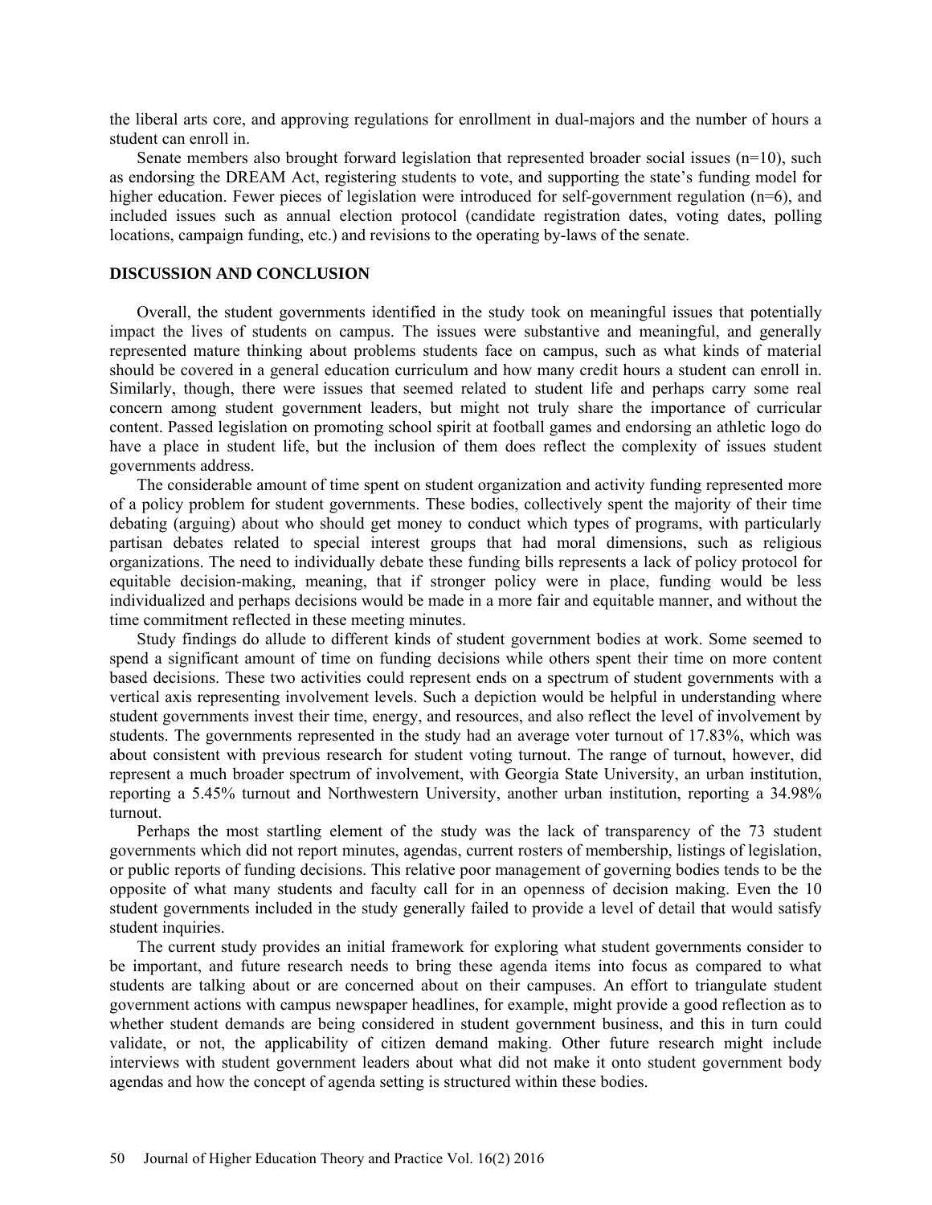the liberal arts core, and approving regulations for enrollment in dual-majors and the number of hours a student can enroll in.

Senate members also brought forward legislation that represented broader social issues (n=10), such as endorsing the DREAM Act, registering students to vote, and supporting the state's funding model for higher education. Fewer pieces of legislation were introduced for self-government regulation (n=6), and included issues such as annual election protocol (candidate registration dates, voting dates, polling locations, campaign funding, etc.) and revisions to the operating by-laws of the senate.

## DISCUSSION AND CONCLUSION

Overall, the student governments identified in the study took on meaningful issues that potentially impact the lives of students on campus. The issues were substantive and meaningful, and generally represented mature thinking about problems students face on campus, such as what kinds of material should be covered in a general education curriculum and how many credit hours a student can enroll in. Similarly, though, there were issues that seemed related to student life and perhaps carry some real concern among student government leaders, but might not truly share the importance of curricular content. Passed legislation on promoting school spirit at football games and endorsing an athletic logo do have a place in student life, but the inclusion of them does reflect the complexity of issues student governments address.

The considerable amount of time spent on student organization and activity funding represented more of a policy problem for student governments. These bodies, collectively spent the majority of their time debating (arguing) about who should get money to conduct which types of programs, with particularly partisan debates related to special interest groups that had moral dimensions, such as religious organizations. The need to individually debate these funding bills represents a lack of policy protocol for equitable decision-making, meaning, that if stronger policy were in place, funding would be less individualized and perhaps decisions would be made in a more fair and equitable manner, and without the time commitment reflected in these meeting minutes.

Study findings do allude to different kinds of student government bodies at work. Some seemed to spend a significant amount of time on funding decisions while others spent their time on more content based decisions. These two activities could represent ends on a spectrum of student governments with a vertical axis representing involvement levels. Such a depiction would be helpful in understanding where student governments invest their time, energy, and resources, and also reflect the level of involvement by students. The governments represented in the study had an average voter turnout of 17.83%, which was about consistent with previous research for student voting turnout. The range of turnout, however, did represent a much broader spectrum of involvement, with Georgia State University, an urban institution, reporting a 5.45% turnout and Northwestern University, another urban institution, reporting a 34.98% turnout.

Perhaps the most startling element of the study was the lack of transparency of the 73 student governments which did not report minutes, agendas, current rosters of membership, listings of legislation, or public reports of funding decisions. This relative poor management of governing bodies tends to be the opposite of what many students and faculty call for in an openness of decision making. Even the 10 student governments included in the study generally failed to provide a level of detail that would satisfy student inquiries.

The current study provides an initial framework for exploring what student governments consider to be important, and future research needs to bring these agenda items into focus as compared to what students are talking about or are concerned about on their campuses. An effort to triangulate student government actions with campus newspaper headlines, for example, might provide a good reflection as to whether student demands are being considered in student government business, and this in turn could validate, or not, the applicability of citizen demand making. Other future research might include interviews with student government leaders about what did not make it onto student government body agendas and how the concept of agenda setting is structured within these bodies.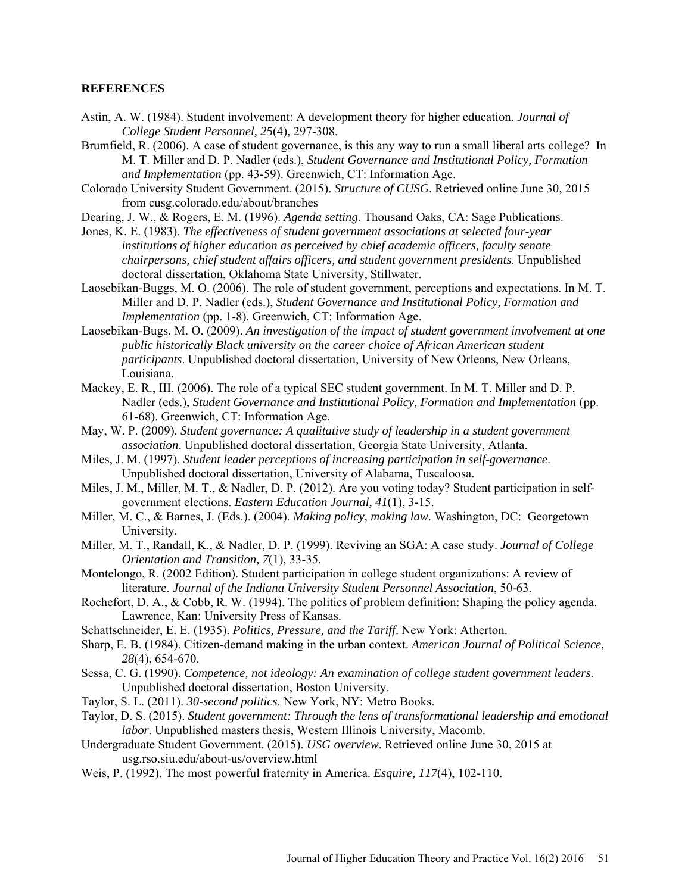## REFERENCES

Astin, A. W. (1984). Student involvement: A development theory for higher education. *Journal of College Student Personnel, 25*(4), 297-308.

Brumfield, R. (2006). A case of student governance, is this any way to run a small liberal arts college? In M. T. Miller and D. P. Nadler (eds.), *Student Governance and Institutional Policy, Formation and Implementation* (pp. 43-59). Greenwich, CT: Information Age.

Colorado University Student Government. (2015). *Structure of CUSG*. Retrieved online June 30, 2015 from cusg.colorado.edu/about/branches

Dearing, J. W., & Rogers, E. M. (1996). *Agenda setting*. Thousand Oaks, CA: Sage Publications.

Jones, K. E. (1983). *The effectiveness of student government associations at selected four-year institutions of higher education as perceived by chief academic officers, faculty senate chairpersons, chief student affairs officers, and student government presidents*. Unpublished doctoral dissertation, Oklahoma State University, Stillwater.

Laosebikan-Buggs, M. O. (2006). The role of student government, perceptions and expectations. In M. T. Miller and D. P. Nadler (eds.), *Student Governance and Institutional Policy, Formation and Implementation* (pp. 1-8). Greenwich, CT: Information Age.

Laosebikan-Bugs, M. O. (2009). *An investigation of the impact of student government involvement at one public historically Black university on the career choice of African American student participants*. Unpublished doctoral dissertation, University of New Orleans, New Orleans, Louisiana.

Mackey, E. R., III. (2006). The role of a typical SEC student government. In M. T. Miller and D. P. Nadler (eds.), *Student Governance and Institutional Policy, Formation and Implementation* (pp. 61-68). Greenwich, CT: Information Age.

May, W. P. (2009). *Student governance: A qualitative study of leadership in a student government association*. Unpublished doctoral dissertation, Georgia State University, Atlanta.

Miles, J. M. (1997). *Student leader perceptions of increasing participation in self-governance*. Unpublished doctoral dissertation, University of Alabama, Tuscaloosa.

Miles, J. M., Miller, M. T., & Nadler, D. P. (2012). Are you voting today? Student participation in self-government elections. *Eastern Education Journal, 41*(1), 3-15.

Miller, M. C., & Barnes, J. (Eds.). (2004). *Making policy, making law*. Washington, DC: Georgetown University.

Miller, M. T., Randall, K., & Nadler, D. P. (1999). Reviving an SGA: A case study. *Journal of College Orientation and Transition, 7*(1), 33-35.

Montelongo, R. (2002 Edition). Student participation in college student organizations: A review of literature. *Journal of the Indiana University Student Personnel Association*, 50-63.

Rochefort, D. A., & Cobb, R. W. (1994). The politics of problem definition: Shaping the policy agenda. Lawrence, Kan: University Press of Kansas.

Schattschneider, E. E. (1935). *Politics, Pressure, and the Tariff*. New York: Atherton.

Sharp, E. B. (1984). Citizen-demand making in the urban context. *American Journal of Political Science, 28*(4), 654-670.

Sessa, C. G. (1990). *Competence, not ideology: An examination of college student government leaders*. Unpublished doctoral dissertation, Boston University.

Taylor, S. L. (2011). *30-second politics*. New York, NY: Metro Books.

Taylor, D. S. (2015). *Student government: Through the lens of transformational leadership and emotional labor*. Unpublished masters thesis, Western Illinois University, Macomb.

Undergraduate Student Government. (2015). *USG overview*. Retrieved online June 30, 2015 at usg.rso.siu.edu/about-us/overview.html

Weis, P. (1992). The most powerful fraternity in America. *Esquire, 117*(4), 102-110.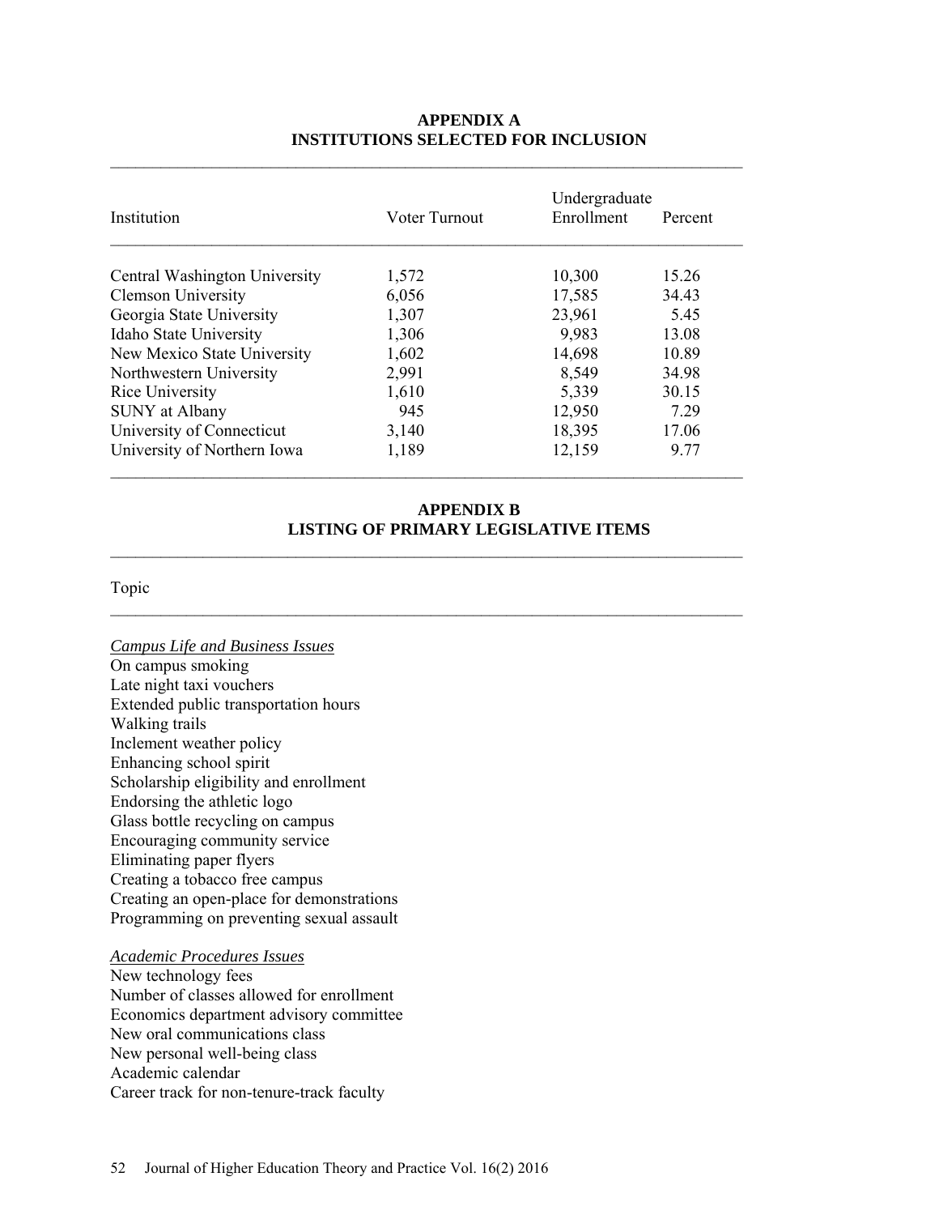## APPENDIX A
## INSTITUTIONS SELECTED FOR INCLUSION

| Institution | Voter Turnout | Undergraduate Enrollment | Percent |
|---|---|---|---|
| Central Washington University | 1,572 | 10,300 | 15.26 |
| Clemson University | 6,056 | 17,585 | 34.43 |
| Georgia State University | 1,307 | 23,961 | 5.45 |
| Idaho State University | 1,306 | 9,983 | 13.08 |
| New Mexico State University | 1,602 | 14,698 | 10.89 |
| Northwestern University | 2,991 | 8,549 | 34.98 |
| Rice University | 1,610 | 5,339 | 30.15 |
| SUNY at Albany | 945 | 12,950 | 7.29 |
| University of Connecticut | 3,140 | 18,395 | 17.06 |
| University of Northern Iowa | 1,189 | 12,159 | 9.77 |

## APPENDIX B
## LISTING OF PRIMARY LEGISLATIVE ITEMS

Topic

*Campus Life and Business Issues*

On campus smoking
Late night taxi vouchers
Extended public transportation hours
Walking trails
Inclement weather policy
Enhancing school spirit
Scholarship eligibility and enrollment
Endorsing the athletic logo
Glass bottle recycling on campus
Encouraging community service
Eliminating paper flyers
Creating a tobacco free campus
Creating an open-place for demonstrations
Programming on preventing sexual assault

*Academic Procedures Issues*

New technology fees
Number of classes allowed for enrollment
Economics department advisory committee
New oral communications class
New personal well-being class
Academic calendar
Career track for non-tenure-track faculty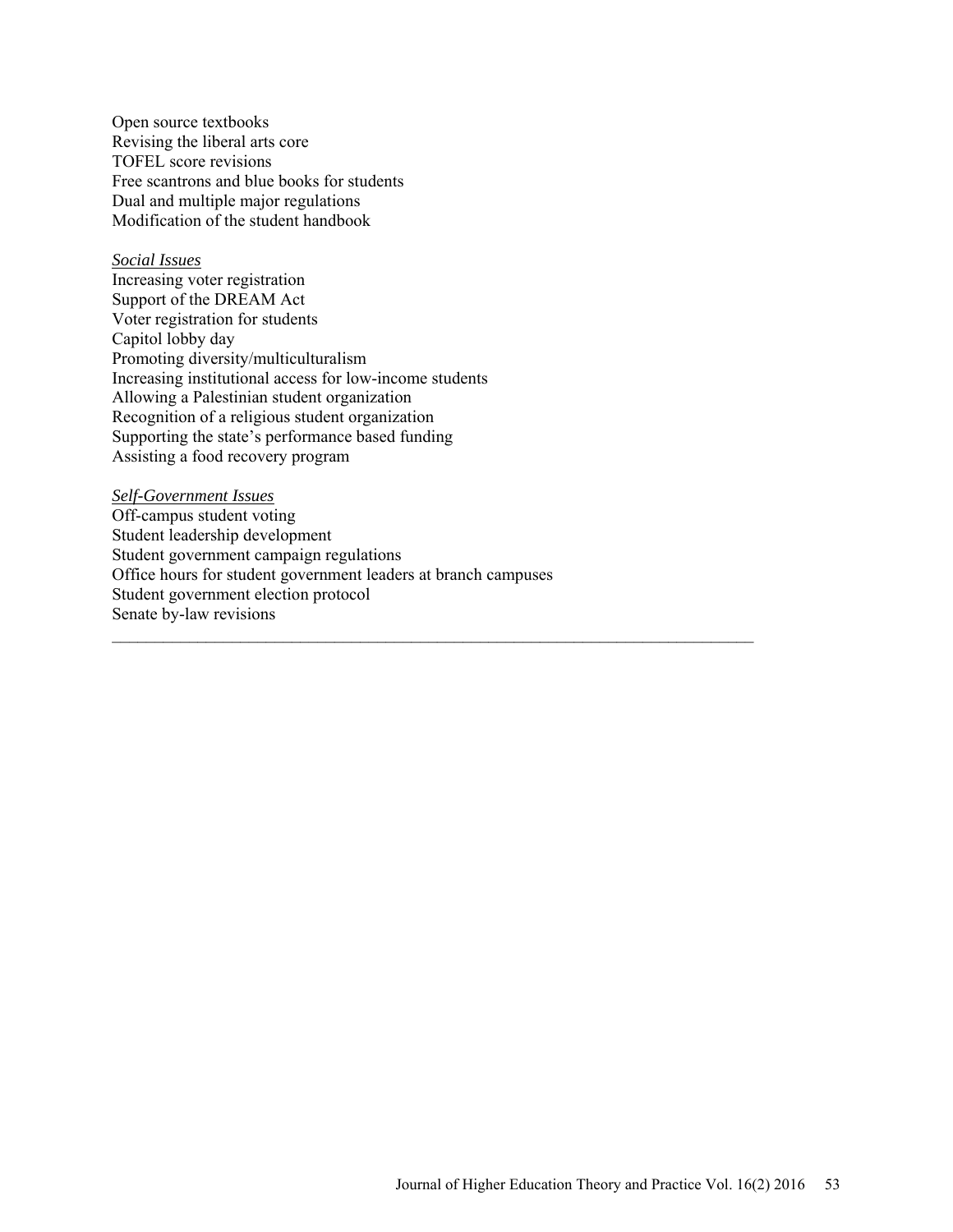Open source textbooks
Revising the liberal arts core
TOFEL score revisions
Free scantrons and blue books for students
Dual and multiple major regulations
Modification of the student handbook

*Social Issues*

Increasing voter registration
Support of the DREAM Act
Voter registration for students
Capitol lobby day
Promoting diversity/multiculturalism
Increasing institutional access for low-income students
Allowing a Palestinian student organization
Recognition of a religious student organization
Supporting the state's performance based funding
Assisting a food recovery program

*Self-Government Issues*

Off-campus student voting
Student leadership development
Student government campaign regulations
Office hours for student government leaders at branch campuses
Student government election protocol
Senate by-law revisions

---